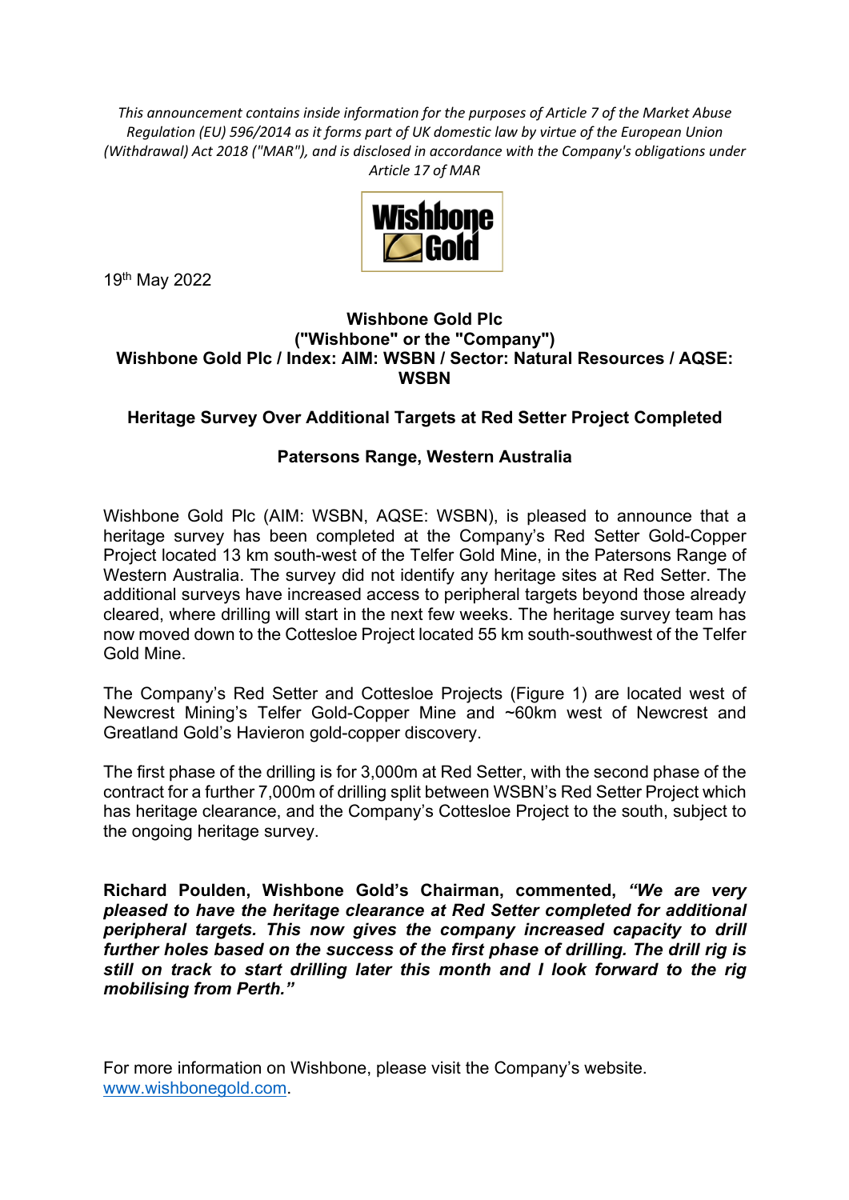*This announcement contains inside information for the purposes of Article 7 of the Market Abuse Regulation (EU) 596/2014 as it forms part of UK domestic law by virtue of the European Union (Withdrawal) Act 2018 ("MAR"), and is disclosed in accordance with the Company's obligations under Article 17 of MAR*

19th May 2022

**Wishbone Gold Plc**
**("Wishbone" or the "Company")**
**Wishbone Gold Plc / Index: AIM: WSBN / Sector: Natural Resources / AQSE: WSBN**

## Heritage Survey Over Additional Targets at Red Setter Project Completed

## Patersons Range, Western Australia

Wishbone Gold Plc (AIM: WSBN, AQSE: WSBN), is pleased to announce that a heritage survey has been completed at the Company's Red Setter Gold-Copper Project located 13 km south-west of the Telfer Gold Mine, in the Patersons Range of Western Australia. The survey did not identify any heritage sites at Red Setter. The additional surveys have increased access to peripheral targets beyond those already cleared, where drilling will start in the next few weeks. The heritage survey team has now moved down to the Cottesloe Project located 55 km south-southwest of the Telfer Gold Mine.

The Company's Red Setter and Cottesloe Projects (Figure 1) are located west of Newcrest Mining's Telfer Gold-Copper Mine and ~60km west of Newcrest and Greatland Gold's Havieron gold-copper discovery.

The first phase of the drilling is for 3,000m at Red Setter, with the second phase of the contract for a further 7,000m of drilling split between WSBN's Red Setter Project which has heritage clearance, and the Company's Cottesloe Project to the south, subject to the ongoing heritage survey.

**Richard Poulden, Wishbone Gold's Chairman, commented,** ***"We are very pleased to have the heritage clearance at Red Setter completed for additional peripheral targets. This now gives the company increased capacity to drill further holes based on the success of the first phase of drilling. The drill rig is still on track to start drilling later this month and I look forward to the rig mobilising from Perth."***

For more information on Wishbone, please visit the Company's website. [www.wishbonegold.com](http://www.wishbonegold.com).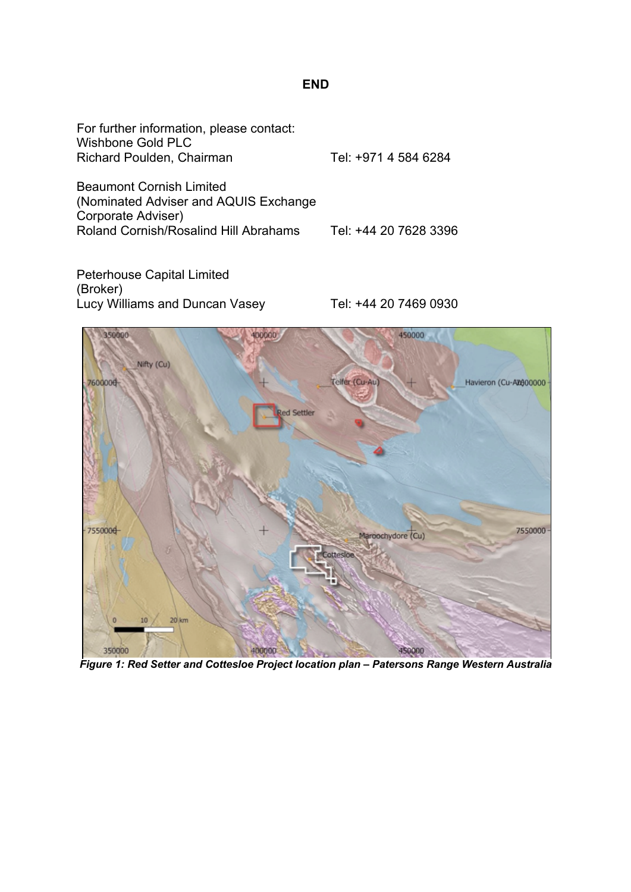**END**

For further information, please contact:
Wishbone Gold PLC
Richard Poulden, Chairman Tel: +971 4 584 6284

Beaumont Cornish Limited
(Nominated Adviser and AQUIS Exchange Corporate Adviser)
Roland Cornish/Rosalind Hill Abrahams Tel: +44 20 7628 3396

Peterhouse Capital Limited
(Broker)
Lucy Williams and Duncan Vasey Tel: +44 20 7469 0930

350000
400000
450000
Nifty (Cu)
7600000
Telfer (Cu-Au)
Havieron (Cu-Au)
7600000
Red Settler
7550000
Maroochydore (Cu)
7550000
Cottesloe
0 10 20 km
350000
400000
450000

***Figure 1: Red Setter and Cottesloe Project location plan – Patersons Range Western Australia***